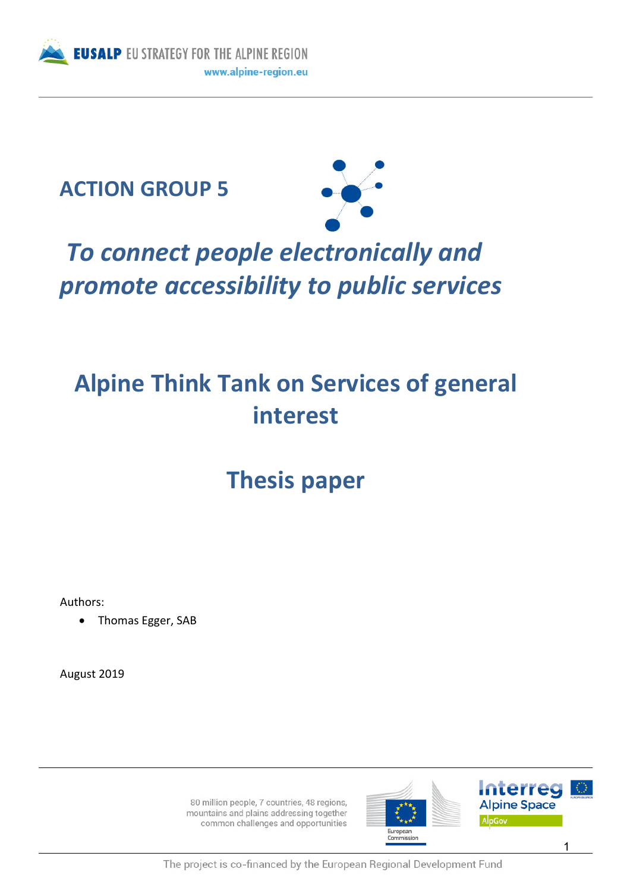EUSALP EU STRATEGY FOR THE ALPINE REGION
www.alpine-region.eu

# ACTION GROUP 5

## *To connect people electronically and promote accessibility to public services*

# Alpine Think Tank on Services of general interest

# Thesis paper

Authors:

- Thomas Egger, SAB

August 2019

80 million people, 7 countries, 48 regions, mountains and plains addressing together common challenges and opportunities

The project is co-financed by the European Regional Development Fund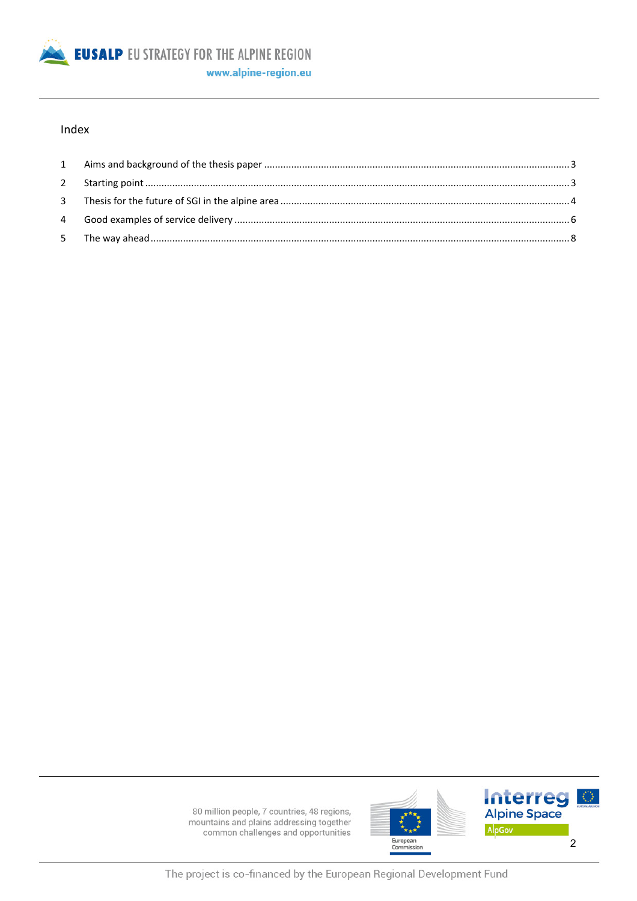## Index

| | | |
|---|---|---|
| 1 | Aims and background of the thesis paper | 3 |
| 2 | Starting point | 3 |
| 3 | Thesis for the future of SGI in the alpine area | 4 |
| 4 | Good examples of service delivery | 6 |
| 5 | The way ahead | 8 |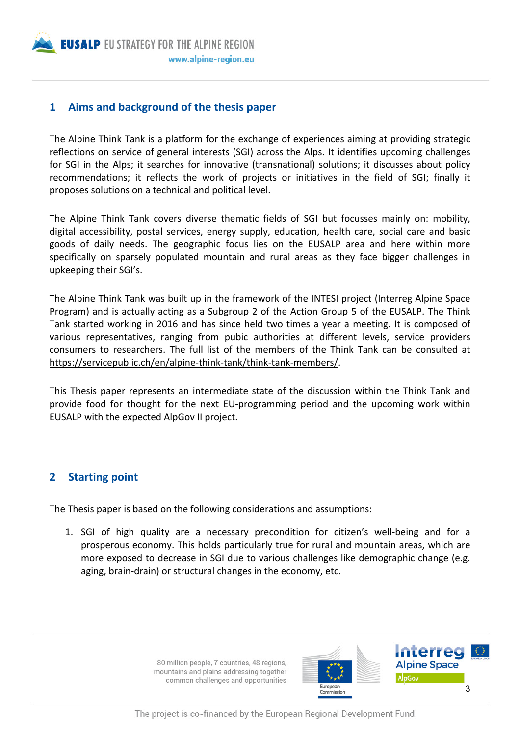## 1 Aims and background of the thesis paper

The Alpine Think Tank is a platform for the exchange of experiences aiming at providing strategic reflections on service of general interests (SGI) across the Alps. It identifies upcoming challenges for SGI in the Alps; it searches for innovative (transnational) solutions; it discusses about policy recommendations; it reflects the work of projects or initiatives in the field of SGI; finally it proposes solutions on a technical and political level.

The Alpine Think Tank covers diverse thematic fields of SGI but focusses mainly on: mobility, digital accessibility, postal services, energy supply, education, health care, social care and basic goods of daily needs. The geographic focus lies on the EUSALP area and here within more specifically on sparsely populated mountain and rural areas as they face bigger challenges in upkeeping their SGI's.

The Alpine Think Tank was built up in the framework of the INTESI project (Interreg Alpine Space Program) and is actually acting as a Subgroup 2 of the Action Group 5 of the EUSALP. The Think Tank started working in 2016 and has since held two times a year a meeting. It is composed of various representatives, ranging from pubic authorities at different levels, service providers consumers to researchers. The full list of the members of the Think Tank can be consulted at https://servicepublic.ch/en/alpine-think-tank/think-tank-members/.

This Thesis paper represents an intermediate state of the discussion within the Think Tank and provide food for thought for the next EU-programming period and the upcoming work within EUSALP with the expected AlpGov II project.

## 2 Starting point

The Thesis paper is based on the following considerations and assumptions:

1. SGI of high quality are a necessary precondition for citizen's well-being and for a prosperous economy. This holds particularly true for rural and mountain areas, which are more exposed to decrease in SGI due to various challenges like demographic change (e.g. aging, brain-drain) or structural changes in the economy, etc.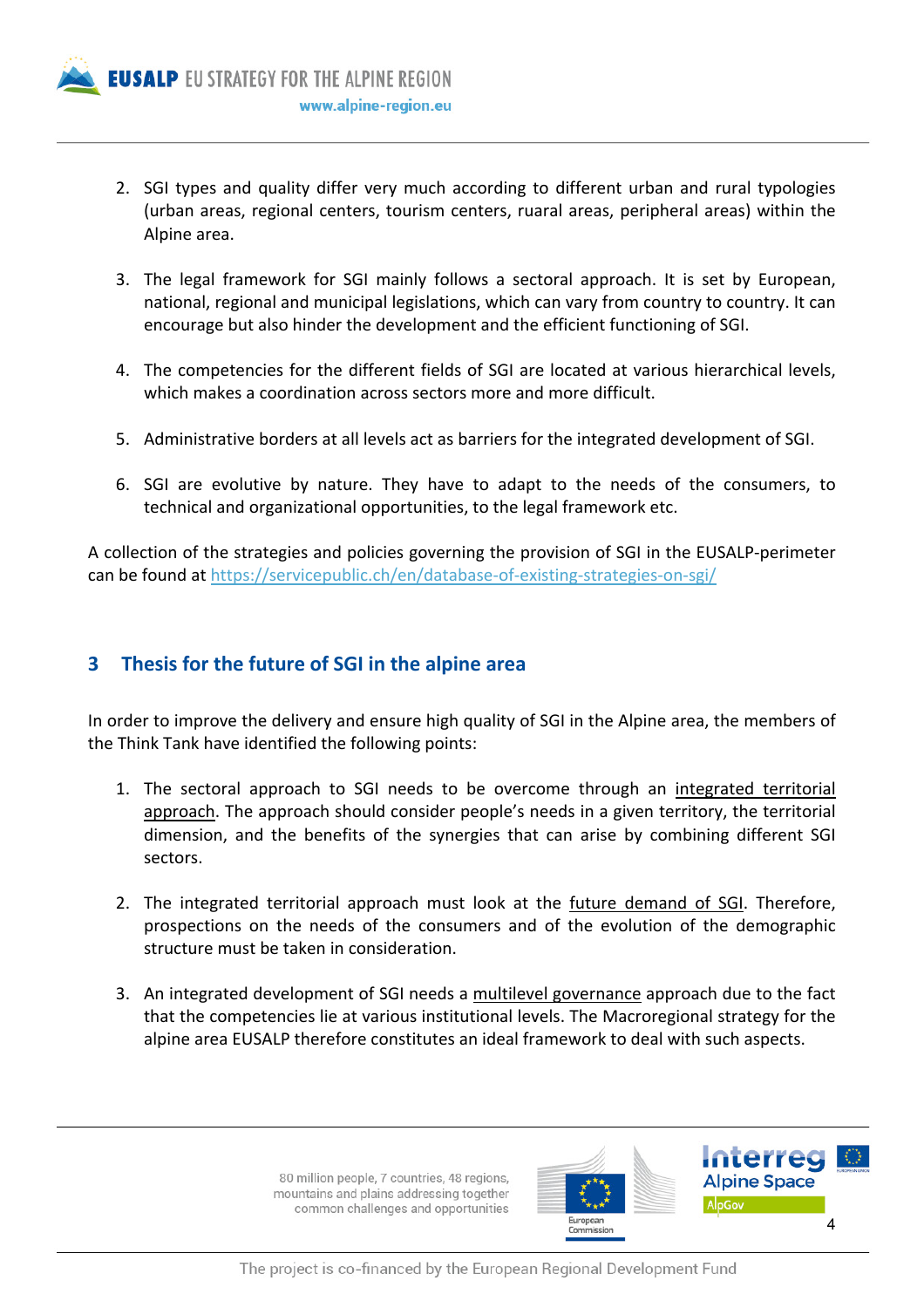2. SGI types and quality differ very much according to different urban and rural typologies (urban areas, regional centers, tourism centers, ruaral areas, peripheral areas) within the Alpine area.

3. The legal framework for SGI mainly follows a sectoral approach. It is set by European, national, regional and municipal legislations, which can vary from country to country. It can encourage but also hinder the development and the efficient functioning of SGI.

4. The competencies for the different fields of SGI are located at various hierarchical levels, which makes a coordination across sectors more and more difficult.

5. Administrative borders at all levels act as barriers for the integrated development of SGI.

6. SGI are evolutive by nature. They have to adapt to the needs of the consumers, to technical and organizational opportunities, to the legal framework etc.

A collection of the strategies and policies governing the provision of SGI in the EUSALP-perimeter can be found at https://servicepublic.ch/en/database-of-existing-strategies-on-sgi/

## 3 Thesis for the future of SGI in the alpine area

In order to improve the delivery and ensure high quality of SGI in the Alpine area, the members of the Think Tank have identified the following points:

1. The sectoral approach to SGI needs to be overcome through an integrated territorial approach. The approach should consider people's needs in a given territory, the territorial dimension, and the benefits of the synergies that can arise by combining different SGI sectors.

2. The integrated territorial approach must look at the future demand of SGI. Therefore, prospections on the needs of the consumers and of the evolution of the demographic structure must be taken in consideration.

3. An integrated development of SGI needs a multilevel governance approach due to the fact that the competencies lie at various institutional levels. The Macroregional strategy for the alpine area EUSALP therefore constitutes an ideal framework to deal with such aspects.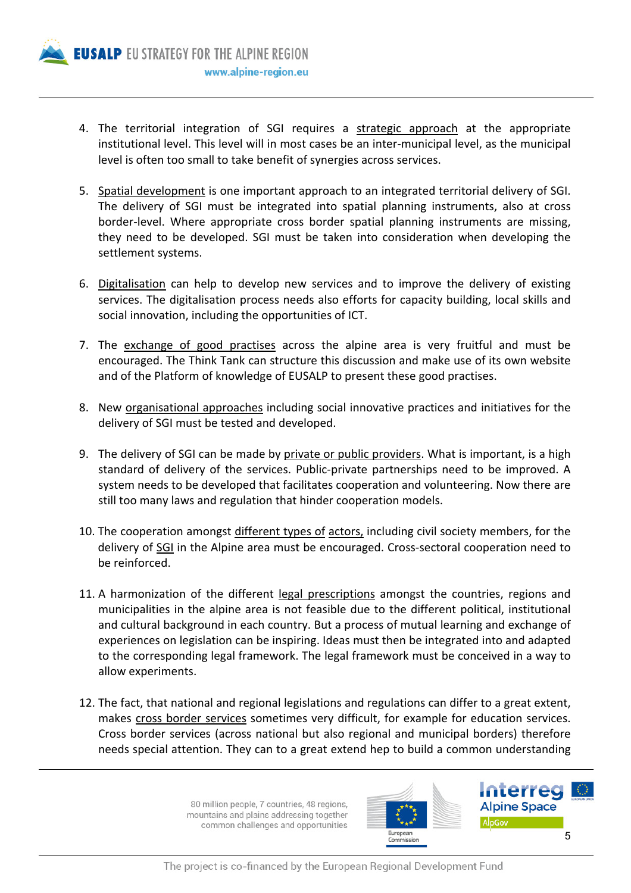4. The territorial integration of SGI requires a strategic approach at the appropriate institutional level. This level will in most cases be an inter-municipal level, as the municipal level is often too small to take benefit of synergies across services.

5. Spatial development is one important approach to an integrated territorial delivery of SGI. The delivery of SGI must be integrated into spatial planning instruments, also at cross border-level. Where appropriate cross border spatial planning instruments are missing, they need to be developed. SGI must be taken into consideration when developing the settlement systems.

6. Digitalisation can help to develop new services and to improve the delivery of existing services. The digitalisation process needs also efforts for capacity building, local skills and social innovation, including the opportunities of ICT.

7. The exchange of good practises across the alpine area is very fruitful and must be encouraged. The Think Tank can structure this discussion and make use of its own website and of the Platform of knowledge of EUSALP to present these good practises.

8. New organisational approaches including social innovative practices and initiatives for the delivery of SGI must be tested and developed.

9. The delivery of SGI can be made by private or public providers. What is important, is a high standard of delivery of the services. Public-private partnerships need to be improved. A system needs to be developed that facilitates cooperation and volunteering. Now there are still too many laws and regulation that hinder cooperation models.

10. The cooperation amongst different types of actors, including civil society members, for the delivery of SGI in the Alpine area must be encouraged. Cross-sectoral cooperation need to be reinforced.

11. A harmonization of the different legal prescriptions amongst the countries, regions and municipalities in the alpine area is not feasible due to the different political, institutional and cultural background in each country. But a process of mutual learning and exchange of experiences on legislation can be inspiring. Ideas must then be integrated into and adapted to the corresponding legal framework. The legal framework must be conceived in a way to allow experiments.

12. The fact, that national and regional legislations and regulations can differ to a great extent, makes cross border services sometimes very difficult, for example for education services. Cross border services (across national but also regional and municipal borders) therefore needs special attention. They can to a great extend hep to build a common understanding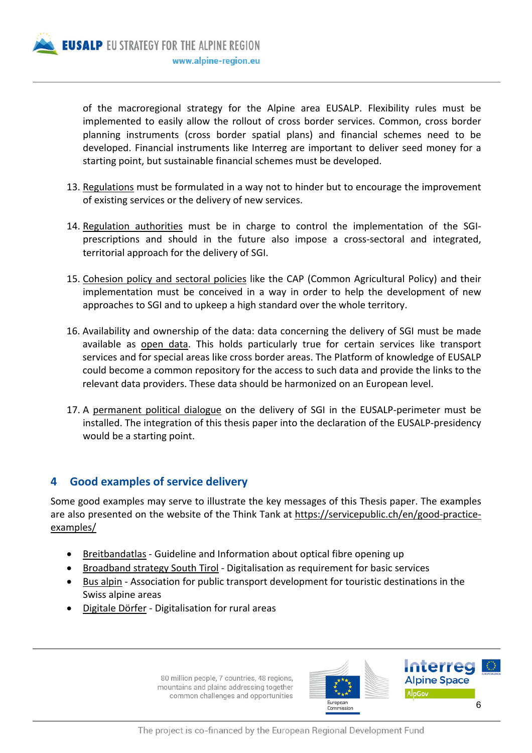of the macroregional strategy for the Alpine area EUSALP. Flexibility rules must be implemented to easily allow the rollout of cross border services. Common, cross border planning instruments (cross border spatial plans) and financial schemes need to be developed. Financial instruments like Interreg are important to deliver seed money for a starting point, but sustainable financial schemes must be developed.

13. Regulations must be formulated in a way not to hinder but to encourage the improvement of existing services or the delivery of new services.

14. Regulation authorities must be in charge to control the implementation of the SGI-prescriptions and should in the future also impose a cross-sectoral and integrated, territorial approach for the delivery of SGI.

15. Cohesion policy and sectoral policies like the CAP (Common Agricultural Policy) and their implementation must be conceived in a way in order to help the development of new approaches to SGI and to upkeep a high standard over the whole territory.

16. Availability and ownership of the data: data concerning the delivery of SGI must be made available as open data. This holds particularly true for certain services like transport services and for special areas like cross border areas. The Platform of knowledge of EUSALP could become a common repository for the access to such data and provide the links to the relevant data providers. These data should be harmonized on an European level.

17. A permanent political dialogue on the delivery of SGI in the EUSALP-perimeter must be installed. The integration of this thesis paper into the declaration of the EUSALP-presidency would be a starting point.

## 4 Good examples of service delivery

Some good examples may serve to illustrate the key messages of this Thesis paper. The examples are also presented on the website of the Think Tank at https://servicepublic.ch/en/good-practice-examples/

- Breitbandatlas - Guideline and Information about optical fibre opening up
- Broadband strategy South Tirol - Digitalisation as requirement for basic services
- Bus alpin - Association for public transport development for touristic destinations in the Swiss alpine areas
- Digitale Dörfer - Digitalisation for rural areas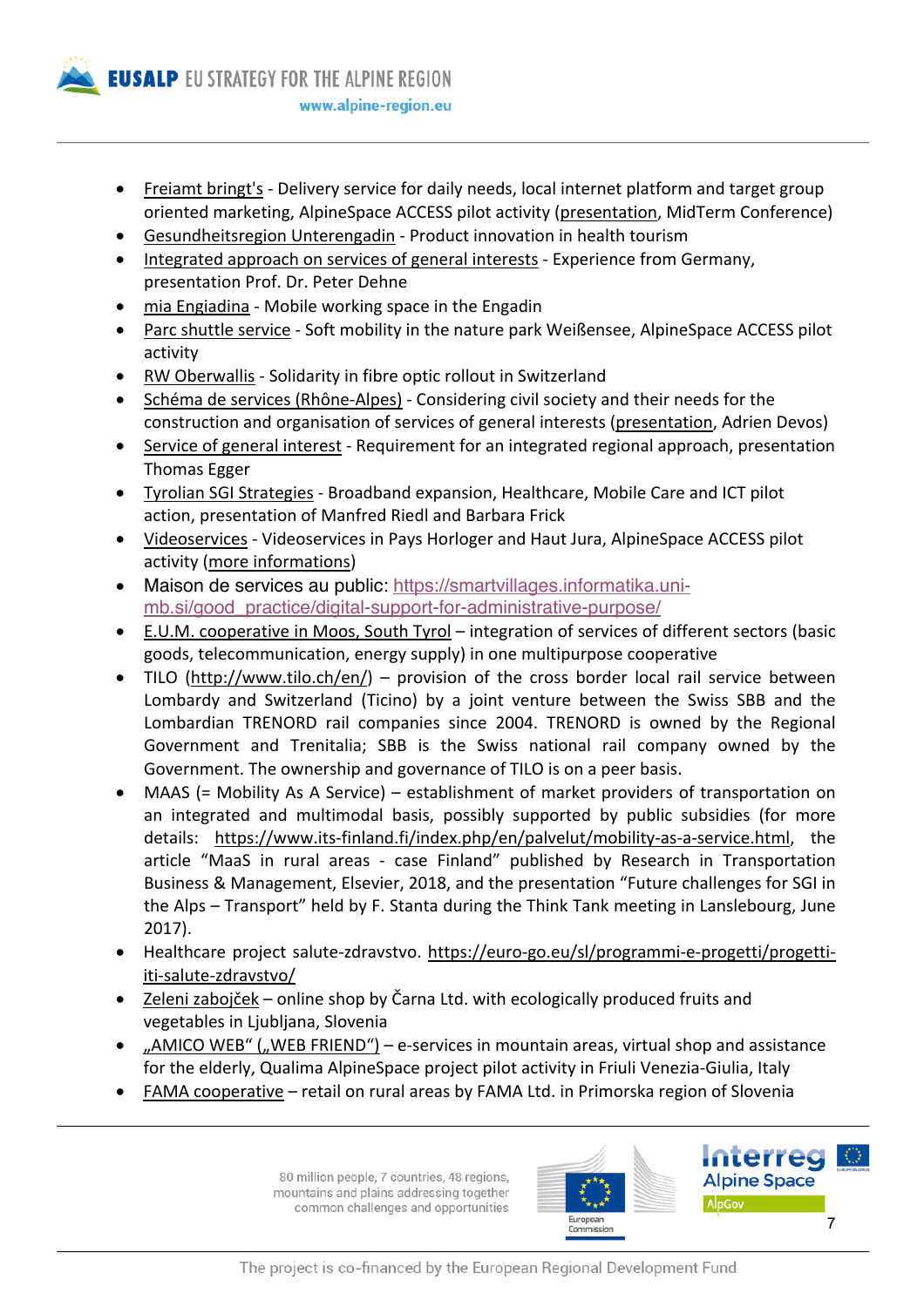- Freiamt bringt's - Delivery service for daily needs, local internet platform and target group oriented marketing, AlpineSpace ACCESS pilot activity (presentation, MidTerm Conference)
- Gesundheitsregion Unterengadin - Product innovation in health tourism
- Integrated approach on services of general interests - Experience from Germany, presentation Prof. Dr. Peter Dehne
- mia Engiadina - Mobile working space in the Engadin
- Parc shuttle service - Soft mobility in the nature park Weißensee, AlpineSpace ACCESS pilot activity
- RW Oberwallis - Solidarity in fibre optic rollout in Switzerland
- Schéma de services (Rhône-Alpes) - Considering civil society and their needs for the construction and organisation of services of general interests (presentation, Adrien Devos)
- Service of general interest - Requirement for an integrated regional approach, presentation Thomas Egger
- Tyrolian SGI Strategies - Broadband expansion, Healthcare, Mobile Care and ICT pilot action, presentation of Manfred Riedl and Barbara Frick
- Videoservices - Videoservices in Pays Horloger and Haut Jura, AlpineSpace ACCESS pilot activity (more informations)
- Maison de services au public: https://smartvillages.informatika.uni-mb.si/good_practice/digital-support-for-administrative-purpose/
- E.U.M. cooperative in Moos, South Tyrol – integration of services of different sectors (basic goods, telecommunication, energy supply) in one multipurpose cooperative
- TILO (http://www.tilo.ch/en/) – provision of the cross border local rail service between Lombardy and Switzerland (Ticino) by a joint venture between the Swiss SBB and the Lombardian TRENORD rail companies since 2004. TRENORD is owned by the Regional Government and Trenitalia; SBB is the Swiss national rail company owned by the Government. The ownership and governance of TILO is on a peer basis.
- MAAS (= Mobility As A Service) – establishment of market providers of transportation on an integrated and multimodal basis, possibly supported by public subsidies (for more details: https://www.its-finland.fi/index.php/en/palvelut/mobility-as-a-service.html, the article "MaaS in rural areas - case Finland" published by Research in Transportation Business & Management, Elsevier, 2018, and the presentation "Future challenges for SGI in the Alps – Transport" held by F. Stanta during the Think Tank meeting in Lanslebourg, June 2017).
- Healthcare project salute-zdravstvo. https://euro-go.eu/sl/programmi-e-progetti/progetti-iti-salute-zdravstvo/
- Zeleni zabojček – online shop by Čarna Ltd. with ecologically produced fruits and vegetables in Ljubljana, Slovenia
- „AMICO WEB" („WEB FRIEND") – e-services in mountain areas, virtual shop and assistance for the elderly, Qualima AlpineSpace project pilot activity in Friuli Venezia-Giulia, Italy
- FAMA cooperative – retail on rural areas by FAMA Ltd. in Primorska region of Slovenia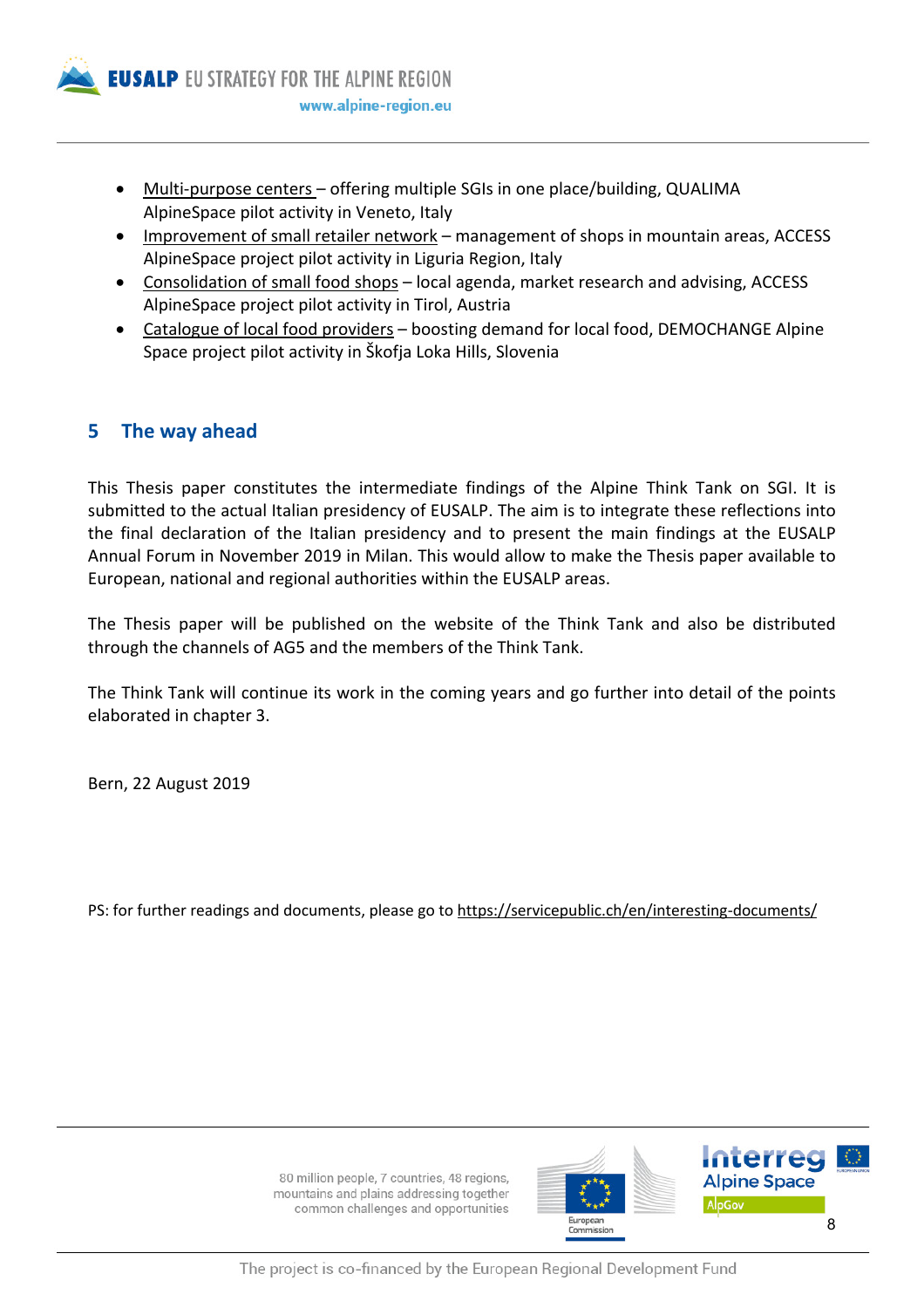- Multi-purpose centers – offering multiple SGIs in one place/building, QUALIMA AlpineSpace pilot activity in Veneto, Italy
- Improvement of small retailer network – management of shops in mountain areas, ACCESS AlpineSpace project pilot activity in Liguria Region, Italy
- Consolidation of small food shops – local agenda, market research and advising, ACCESS AlpineSpace project pilot activity in Tirol, Austria
- Catalogue of local food providers – boosting demand for local food, DEMOCHANGE Alpine Space project pilot activity in Škofja Loka Hills, Slovenia

## 5 The way ahead

This Thesis paper constitutes the intermediate findings of the Alpine Think Tank on SGI. It is submitted to the actual Italian presidency of EUSALP. The aim is to integrate these reflections into the final declaration of the Italian presidency and to present the main findings at the EUSALP Annual Forum in November 2019 in Milan. This would allow to make the Thesis paper available to European, national and regional authorities within the EUSALP areas.

The Thesis paper will be published on the website of the Think Tank and also be distributed through the channels of AG5 and the members of the Think Tank.

The Think Tank will continue its work in the coming years and go further into detail of the points elaborated in chapter 3.

Bern, 22 August 2019

PS: for further readings and documents, please go to https://servicepublic.ch/en/interesting-documents/